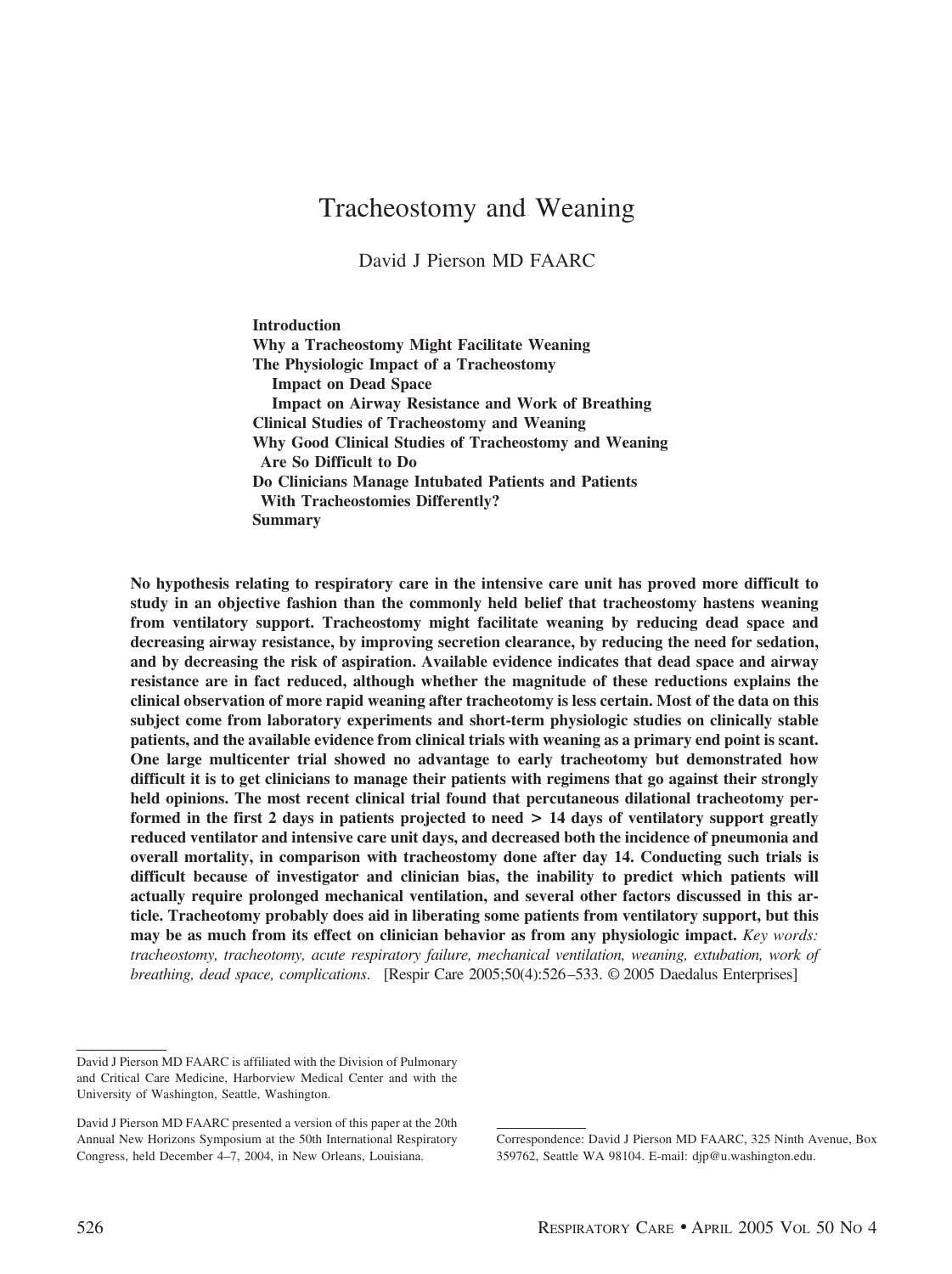# Tracheostomy and Weaning

David J Pierson MD FAARC

**Introduction**
**Why a Tracheostomy Might Facilitate Weaning**
**The Physiologic Impact of a Tracheostomy**
**Impact on Dead Space**
**Impact on Airway Resistance and Work of Breathing**
**Clinical Studies of Tracheostomy and Weaning**
**Why Good Clinical Studies of Tracheostomy and Weaning Are So Difficult to Do**
**Do Clinicians Manage Intubated Patients and Patients With Tracheostomies Differently?**
**Summary**

**No hypothesis relating to respiratory care in the intensive care unit has proved more difficult to study in an objective fashion than the commonly held belief that tracheostomy hastens weaning from ventilatory support. Tracheostomy might facilitate weaning by reducing dead space and decreasing airway resistance, by improving secretion clearance, by reducing the need for sedation, and by decreasing the risk of aspiration. Available evidence indicates that dead space and airway resistance are in fact reduced, although whether the magnitude of these reductions explains the clinical observation of more rapid weaning after tracheotomy is less certain. Most of the data on this subject come from laboratory experiments and short-term physiologic studies on clinically stable patients, and the available evidence from clinical trials with weaning as a primary end point is scant. One large multicenter trial showed no advantage to early tracheotomy but demonstrated how difficult it is to get clinicians to manage their patients with regimens that go against their strongly held opinions. The most recent clinical trial found that percutaneous dilational tracheotomy performed in the first 2 days in patients projected to need > 14 days of ventilatory support greatly reduced ventilator and intensive care unit days, and decreased both the incidence of pneumonia and overall mortality, in comparison with tracheostomy done after day 14. Conducting such trials is difficult because of investigator and clinician bias, the inability to predict which patients will actually require prolonged mechanical ventilation, and several other factors discussed in this article. Tracheotomy probably does aid in liberating some patients from ventilatory support, but this may be as much from its effect on clinician behavior as from any physiologic impact.** *Key words: tracheostomy, tracheotomy, acute respiratory failure, mechanical ventilation, weaning, extubation, work of breathing, dead space, complications*. [Respir Care 2005;50(4):526–533. © 2005 Daedalus Enterprises]

David J Pierson MD FAARC is affiliated with the Division of Pulmonary and Critical Care Medicine, Harborview Medical Center and with the University of Washington, Seattle, Washington.

David J Pierson MD FAARC presented a version of this paper at the 20th Annual New Horizons Symposium at the 50th International Respiratory Congress, held December 4–7, 2004, in New Orleans, Louisiana.

Correspondence: David J Pierson MD FAARC, 325 Ninth Avenue, Box 359762, Seattle WA 98104. E-mail: djp@u.washington.edu.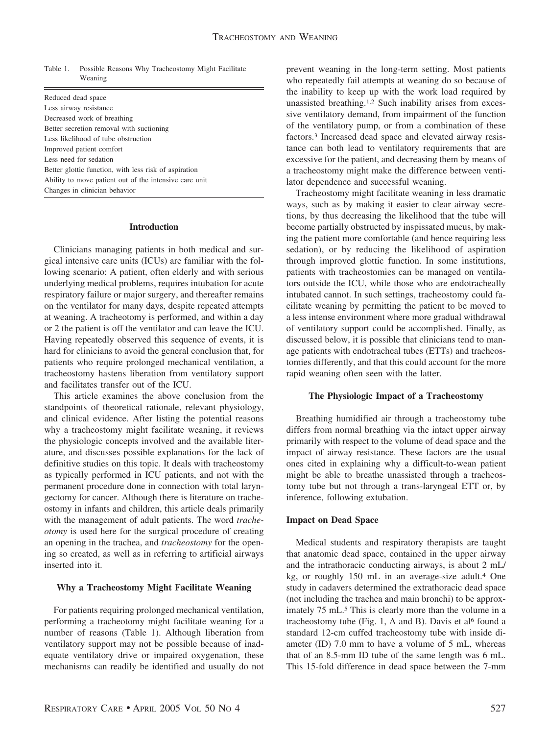Table 1. Possible Reasons Why Tracheostomy Might Facilitate Weaning

| |
|---|
| Reduced dead space |
| Less airway resistance |
| Decreased work of breathing |
| Better secretion removal with suctioning |
| Less likelihood of tube obstruction |
| Improved patient comfort |
| Less need for sedation |
| Better glottic function, with less risk of aspiration |
| Ability to move patient out of the intensive care unit |
| Changes in clinician behavior |

## Introduction

Clinicians managing patients in both medical and surgical intensive care units (ICUs) are familiar with the following scenario: A patient, often elderly and with serious underlying medical problems, requires intubation for acute respiratory failure or major surgery, and thereafter remains on the ventilator for many days, despite repeated attempts at weaning. A tracheotomy is performed, and within a day or 2 the patient is off the ventilator and can leave the ICU. Having repeatedly observed this sequence of events, it is hard for clinicians to avoid the general conclusion that, for patients who require prolonged mechanical ventilation, a tracheostomy hastens liberation from ventilatory support and facilitates transfer out of the ICU.

This article examines the above conclusion from the standpoints of theoretical rationale, relevant physiology, and clinical evidence. After listing the potential reasons why a tracheostomy might facilitate weaning, it reviews the physiologic concepts involved and the available literature, and discusses possible explanations for the lack of definitive studies on this topic. It deals with tracheostomy as typically performed in ICU patients, and not with the permanent procedure done in connection with total laryngectomy for cancer. Although there is literature on tracheostomy in infants and children, this article deals primarily with the management of adult patients. The word *tracheotomy* is used here for the surgical procedure of creating an opening in the trachea, and *tracheostomy* for the opening so created, as well as in referring to artificial airways inserted into it.

## Why a Tracheostomy Might Facilitate Weaning

For patients requiring prolonged mechanical ventilation, performing a tracheostomy might facilitate weaning for a number of reasons (Table 1). Although liberation from ventilatory support may not be possible because of inadequate ventilatory drive or impaired oxygenation, these mechanisms can readily be identified and usually do not prevent weaning in the long-term setting. Most patients who repeatedly fail attempts at weaning do so because of the inability to keep up with the work load required by unassisted breathing.[1,2] Such inability arises from excessive ventilatory demand, from impairment of the function of the ventilatory pump, or from a combination of these factors.[3] Increased dead space and elevated airway resistance can both lead to ventilatory requirements that are excessive for the patient, and decreasing them by means of a tracheostomy might make the difference between ventilator dependence and successful weaning.

Tracheostomy might facilitate weaning in less dramatic ways, such as by making it easier to clear airway secretions, by thus decreasing the likelihood that the tube will become partially obstructed by inspissated mucus, by making the patient more comfortable (and hence requiring less sedation), or by reducing the likelihood of aspiration through improved glottic function. In some institutions, patients with tracheostomies can be managed on ventilators outside the ICU, while those who are endotracheally intubated cannot. In such settings, tracheostomy could facilitate weaning by permitting the patient to be moved to a less intense environment where more gradual withdrawal of ventilatory support could be accomplished. Finally, as discussed below, it is possible that clinicians tend to manage patients with endotracheal tubes (ETTs) and tracheostomies differently, and that this could account for the more rapid weaning often seen with the latter.

## The Physiologic Impact of a Tracheostomy

Breathing humidified air through a tracheostomy tube differs from normal breathing via the intact upper airway primarily with respect to the volume of dead space and the impact of airway resistance. These factors are the usual ones cited in explaining why a difficult-to-wean patient might be able to breathe unassisted through a tracheostomy tube but not through a trans-laryngeal ETT or, by inference, following extubation.

### Impact on Dead Space

Medical students and respiratory therapists are taught that anatomic dead space, contained in the upper airway and the intrathoracic conducting airways, is about 2 mL/kg, or roughly 150 mL in an average-size adult.[4] One study in cadavers determined the extrathoracic dead space (not including the trachea and main bronchi) to be approximately 75 mL.[5] This is clearly more than the volume in a tracheostomy tube (Fig. 1, A and B). Davis et al[6] found a standard 12-cm cuffed tracheostomy tube with inside diameter (ID) 7.0 mm to have a volume of 5 mL, whereas that of an 8.5-mm ID tube of the same length was 6 mL. This 15-fold difference in dead space between the 7-mm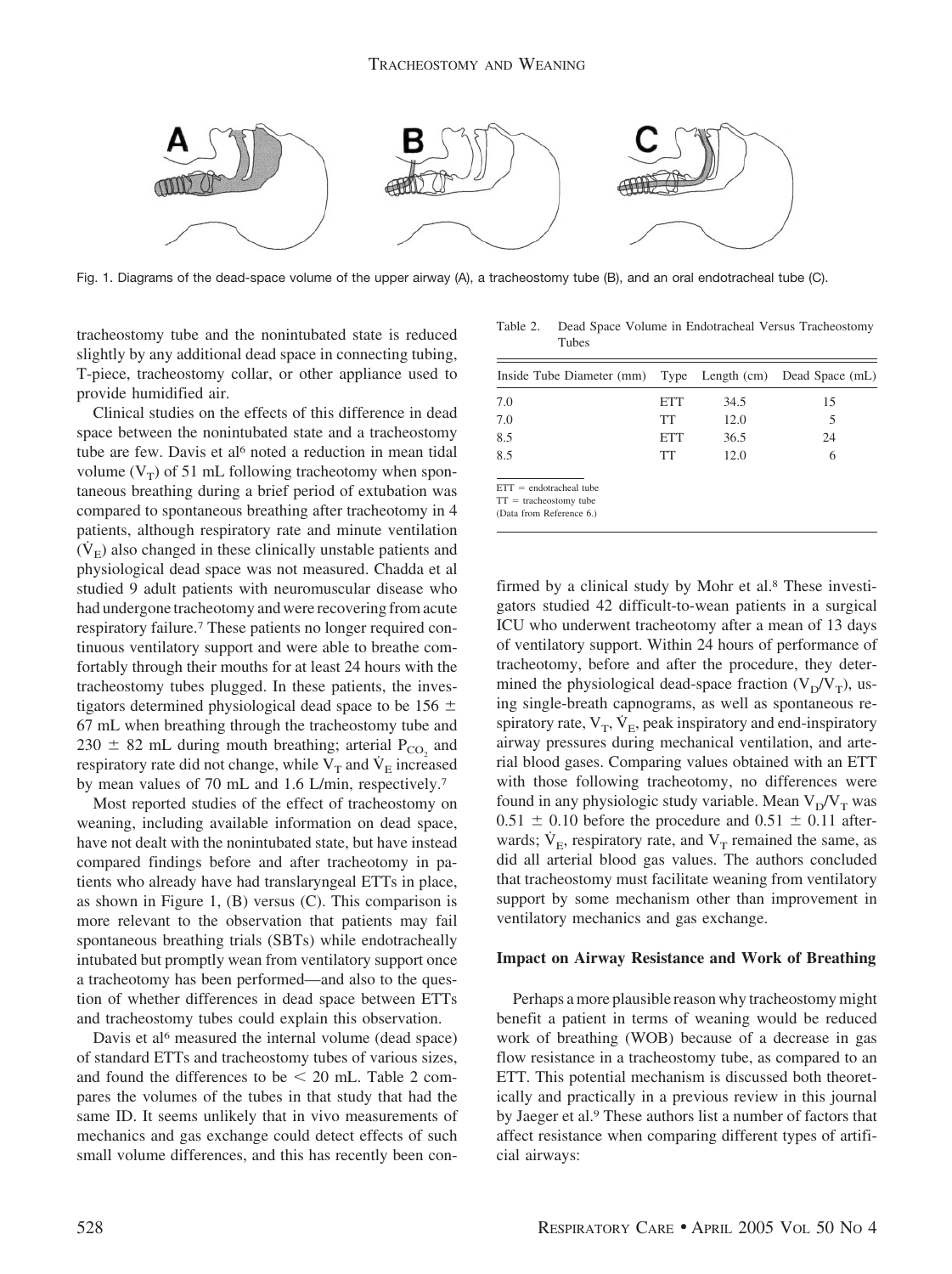Fig. 1. Diagrams of the dead-space volume of the upper airway (A), a tracheostomy tube (B), and an oral endotracheal tube (C).

tracheostomy tube and the nonintubated state is reduced slightly by any additional dead space in connecting tubing, T-piece, tracheostomy collar, or other appliance used to provide humidified air.

Clinical studies on the effects of this difference in dead space between the nonintubated state and a tracheostomy tube are few. Davis et al[6] noted a reduction in mean tidal volume ($V_T$) of 51 mL following tracheotomy when spontaneous breathing during a brief period of extubation was compared to spontaneous breathing after tracheotomy in 4 patients, although respiratory rate and minute ventilation ($\dot{V}_E$) also changed in these clinically unstable patients and physiological dead space was not measured. Chadda et al studied 9 adult patients with neuromuscular disease who had undergone tracheotomy and were recovering from acute respiratory failure.[7] These patients no longer required continuous ventilatory support and were able to breathe comfortably through their mouths for at least 24 hours with the tracheostomy tubes plugged. In these patients, the investigators determined physiological dead space to be 156 ± 67 mL when breathing through the tracheostomy tube and 230 ± 82 mL during mouth breathing; arterial $P_{CO_2}$ and respiratory rate did not change, while $V_T$ and $\dot{V}_E$ increased by mean values of 70 mL and 1.6 L/min, respectively.[7]

Most reported studies of the effect of tracheostomy on weaning, including available information on dead space, have not dealt with the nonintubated state, but have instead compared findings before and after tracheotomy in patients who already have had translaryngeal ETTs in place, as shown in Figure 1, (B) versus (C). This comparison is more relevant to the observation that patients may fail spontaneous breathing trials (SBTs) while endotracheally intubated but promptly wean from ventilatory support once a tracheotomy has been performed—and also to the question of whether differences in dead space between ETTs and tracheostomy tubes could explain this observation.

Davis et al[6] measured the internal volume (dead space) of standard ETTs and tracheostomy tubes of various sizes, and found the differences to be < 20 mL. Table 2 compares the volumes of the tubes in that study that had the same ID. It seems unlikely that in vivo measurements of mechanics and gas exchange could detect effects of such small volume differences, and this has recently been confirmed by a clinical study by Mohr et al.[8] These investigators studied 42 difficult-to-wean patients in a surgical ICU who underwent tracheotomy after a mean of 13 days of ventilatory support. Within 24 hours of performance of tracheotomy, before and after the procedure, they determined the physiological dead-space fraction ($V_D/V_T$), using single-breath capnograms, as well as spontaneous respiratory rate, $V_T$, $\dot{V}_E$, peak inspiratory and end-inspiratory airway pressures during mechanical ventilation, and arterial blood gases. Comparing values obtained with an ETT with those following tracheotomy, no differences were found in any physiologic study variable. Mean $V_D/V_T$ was 0.51 ± 0.10 before the procedure and 0.51 ± 0.11 afterwards; $\dot{V}_E$, respiratory rate, and $V_T$ remained the same, as did all arterial blood gas values. The authors concluded that tracheostomy must facilitate weaning from ventilatory support by some mechanism other than improvement in ventilatory mechanics and gas exchange.

Table 2. Dead Space Volume in Endotracheal Versus Tracheostomy Tubes

| Inside Tube Diameter (mm) | Type | Length (cm) | Dead Space (mL) |
|---|---|---|---|
| 7.0 | ETT | 34.5 | 15 |
| 7.0 | TT | 12.0 | 5 |
| 8.5 | ETT | 36.5 | 24 |
| 8.5 | TT | 12.0 | 6 |

ETT = endotracheal tube
TT = tracheostomy tube
(Data from Reference 6.)

## Impact on Airway Resistance and Work of Breathing

Perhaps a more plausible reason why tracheostomy might benefit a patient in terms of weaning would be reduced work of breathing (WOB) because of a decrease in gas flow resistance in a tracheostomy tube, as compared to an ETT. This potential mechanism is discussed both theoretically and practically in a previous review in this journal by Jaeger et al.[9] These authors list a number of factors that affect resistance when comparing different types of artificial airways: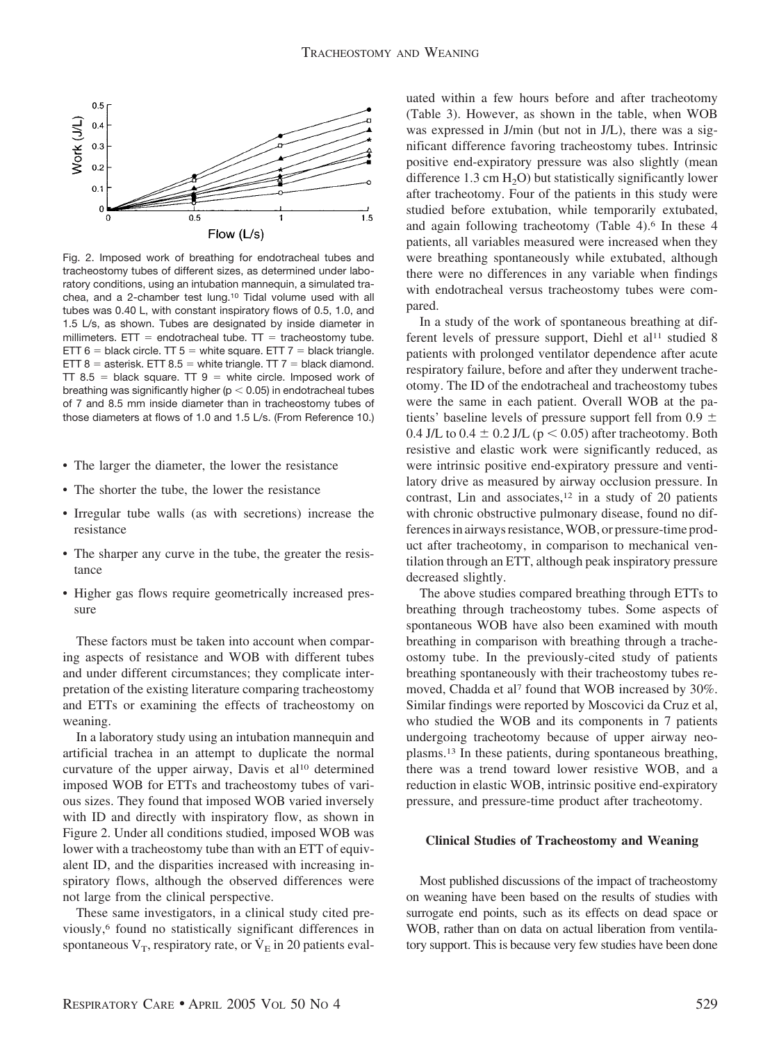Fig. 2. Imposed work of breathing for endotracheal tubes and tracheostomy tubes of different sizes, as determined under laboratory conditions, using an intubation mannequin, a simulated trachea, and a 2-chamber test lung.[10] Tidal volume used with all tubes was 0.40 L, with constant inspiratory flows of 0.5, 1.0, and 1.5 L/s, as shown. Tubes are designated by inside diameter in millimeters. ETT = endotracheal tube. TT = tracheostomy tube. ETT 6 = black circle. TT 5 = white square. ETT 7 = black triangle. ETT 8 = asterisk. ETT 8.5 = white triangle. TT 7 = black diamond. TT 8.5 = black square. TT 9 = white circle. Imposed work of breathing was significantly higher ($p < 0.05$) in endotracheal tubes of 7 and 8.5 mm inside diameter than in tracheostomy tubes of those diameters at flows of 1.0 and 1.5 L/s. (From Reference 10.)

- The larger the diameter, the lower the resistance
- The shorter the tube, the lower the resistance
- Irregular tube walls (as with secretions) increase the resistance
- The sharper any curve in the tube, the greater the resistance
- Higher gas flows require geometrically increased pressure

These factors must be taken into account when comparing aspects of resistance and WOB with different tubes and under different circumstances; they complicate interpretation of the existing literature comparing tracheostomy and ETTs or examining the effects of tracheostomy on weaning.

In a laboratory study using an intubation mannequin and artificial trachea in an attempt to duplicate the normal curvature of the upper airway, Davis et al[10] determined imposed WOB for ETTs and tracheostomy tubes of various sizes. They found that imposed WOB varied inversely with ID and directly with inspiratory flow, as shown in Figure 2. Under all conditions studied, imposed WOB was lower with a tracheostomy tube than with an ETT of equivalent ID, and the disparities increased with increasing inspiratory flows, although the observed differences were not large from the clinical perspective.

These same investigators, in a clinical study cited previously,[6] found no statistically significant differences in spontaneous $V_T$, respiratory rate, or $\dot{V}_E$ in 20 patients evaluated within a few hours before and after tracheotomy (Table 3). However, as shown in the table, when WOB was expressed in J/min (but not in J/L), there was a significant difference favoring tracheostomy tubes. Intrinsic positive end-expiratory pressure was also slightly (mean difference 1.3 cm $H_2O$) but statistically significantly lower after tracheotomy. Four of the patients in this study were studied before extubation, while temporarily extubated, and again following tracheotomy (Table 4).[6] In these 4 patients, all variables measured were increased when they were breathing spontaneously while extubated, although there were no differences in any variable when findings with endotracheal versus tracheostomy tubes were compared.

In a study of the work of spontaneous breathing at different levels of pressure support, Diehl et al[11] studied 8 patients with prolonged ventilator dependence after acute respiratory failure, before and after they underwent tracheotomy. The ID of the endotracheal and tracheostomy tubes were the same in each patient. Overall WOB at the patients' baseline levels of pressure support fell from $0.9 \pm 0.4$ J/L to $0.4 \pm 0.2$ J/L ($p < 0.05$) after tracheotomy. Both resistive and elastic work were significantly reduced, as were intrinsic positive end-expiratory pressure and ventilatory drive as measured by airway occlusion pressure. In contrast, Lin and associates,[12] in a study of 20 patients with chronic obstructive pulmonary disease, found no differences in airways resistance, WOB, or pressure-time product after tracheotomy, in comparison to mechanical ventilation through an ETT, although peak inspiratory pressure decreased slightly.

The above studies compared breathing through ETTs to breathing through tracheostomy tubes. Some aspects of spontaneous WOB have also been examined with mouth breathing in comparison with breathing through a tracheostomy tube. In the previously-cited study of patients breathing spontaneously with their tracheostomy tubes removed, Chadda et al[7] found that WOB increased by 30%. Similar findings were reported by Moscovici da Cruz et al, who studied the WOB and its components in 7 patients undergoing tracheotomy because of upper airway neoplasms.[13] In these patients, during spontaneous breathing, there was a trend toward lower resistive WOB, and a reduction in elastic WOB, intrinsic positive end-expiratory pressure, and pressure-time product after tracheotomy.

### Clinical Studies of Tracheostomy and Weaning

Most published discussions of the impact of tracheostomy on weaning have been based on the results of studies with surrogate end points, such as its effects on dead space or WOB, rather than on data on actual liberation from ventilatory support. This is because very few studies have been done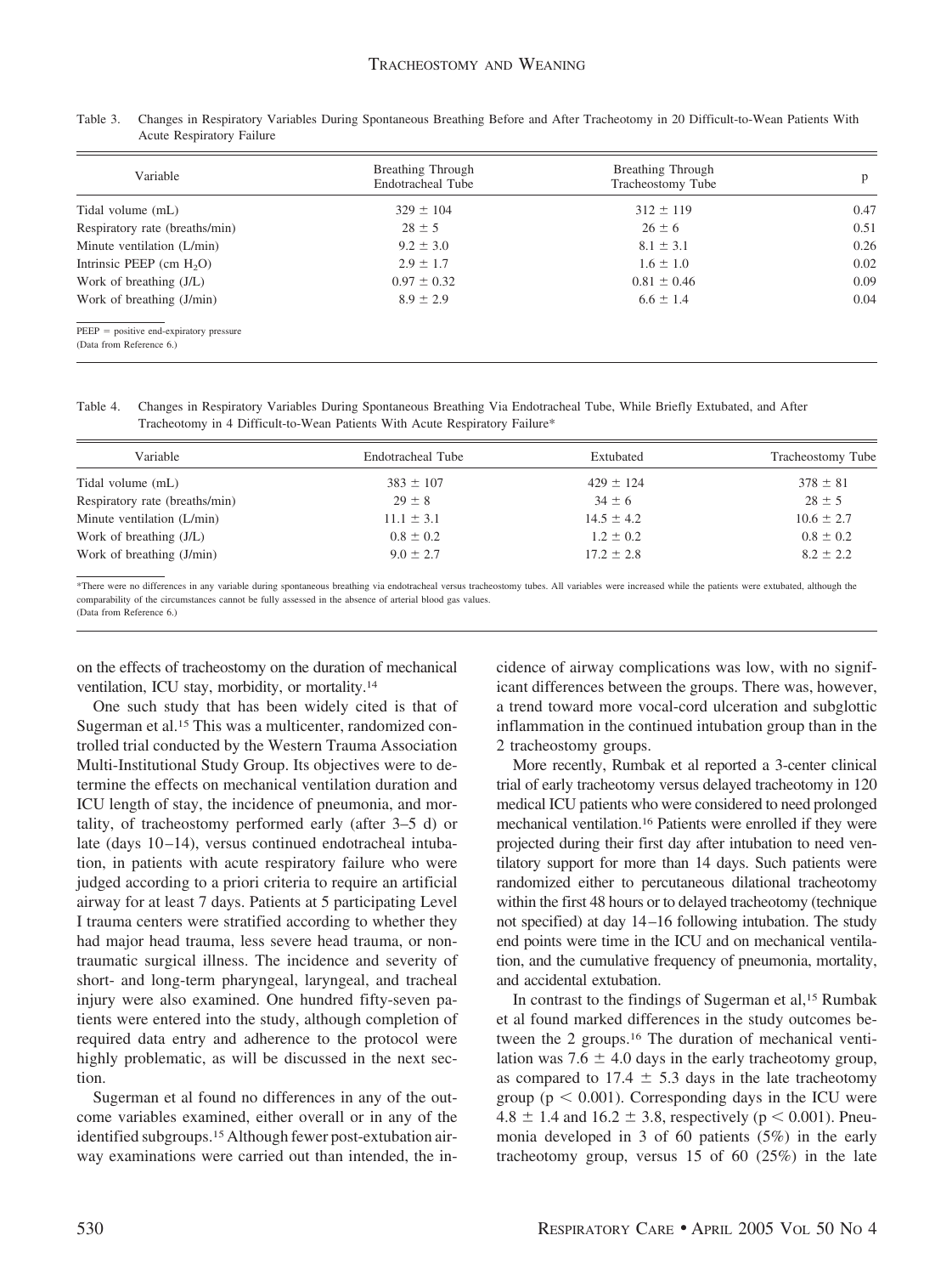Table 3. Changes in Respiratory Variables During Spontaneous Breathing Before and After Tracheotomy in 20 Difficult-to-Wean Patients With Acute Respiratory Failure

| Variable | Breathing Through Endotracheal Tube | Breathing Through Tracheostomy Tube | p |
|---|---|---|---|
| Tidal volume (mL) | 329 ± 104 | 312 ± 119 | 0.47 |
| Respiratory rate (breaths/min) | 28 ± 5 | 26 ± 6 | 0.51 |
| Minute ventilation (L/min) | 9.2 ± 3.0 | 8.1 ± 3.1 | 0.26 |
| Intrinsic PEEP (cm $H_2O$) | 2.9 ± 1.7 | 1.6 ± 1.0 | 0.02 |
| Work of breathing (J/L) | 0.97 ± 0.32 | 0.81 ± 0.46 | 0.09 |
| Work of breathing (J/min) | 8.9 ± 2.9 | 6.6 ± 1.4 | 0.04 |

PEEP = positive end-expiratory pressure
(Data from Reference 6.)

Table 4. Changes in Respiratory Variables During Spontaneous Breathing Via Endotracheal Tube, While Briefly Extubated, and After Tracheotomy in 4 Difficult-to-Wean Patients With Acute Respiratory Failure*

| Variable | Endotracheal Tube | Extubated | Tracheostomy Tube |
|---|---|---|---|
| Tidal volume (mL) | 383 ± 107 | 429 ± 124 | 378 ± 81 |
| Respiratory rate (breaths/min) | 29 ± 8 | 34 ± 6 | 28 ± 5 |
| Minute ventilation (L/min) | 11.1 ± 3.1 | 14.5 ± 4.2 | 10.6 ± 2.7 |
| Work of breathing (J/L) | 0.8 ± 0.2 | 1.2 ± 0.2 | 0.8 ± 0.2 |
| Work of breathing (J/min) | 9.0 ± 2.7 | 17.2 ± 2.8 | 8.2 ± 2.2 |

*There were no differences in any variable during spontaneous breathing via endotracheal versus tracheostomy tubes. All variables were increased while the patients were extubated, although the comparability of the circumstances cannot be fully assessed in the absence of arterial blood gas values.
(Data from Reference 6.)

on the effects of tracheostomy on the duration of mechanical ventilation, ICU stay, morbidity, or mortality.[14]

One such study that has been widely cited is that of Sugerman et al.[15] This was a multicenter, randomized controlled trial conducted by the Western Trauma Association Multi-Institutional Study Group. Its objectives were to determine the effects on mechanical ventilation duration and ICU length of stay, the incidence of pneumonia, and mortality, of tracheostomy performed early (after 3–5 d) or late (days 10–14), versus continued endotracheal intubation, in patients with acute respiratory failure who were judged according to a priori criteria to require an artificial airway for at least 7 days. Patients at 5 participating Level I trauma centers were stratified according to whether they had major head trauma, less severe head trauma, or non-traumatic surgical illness. The incidence and severity of short- and long-term pharyngeal, laryngeal, and tracheal injury were also examined. One hundred fifty-seven patients were entered into the study, although completion of required data entry and adherence to the protocol were highly problematic, as will be discussed in the next section.

Sugerman et al found no differences in any of the outcome variables examined, either overall or in any of the identified subgroups.[15] Although fewer post-extubation airway examinations were carried out than intended, the incidence of airway complications was low, with no significant differences between the groups. There was, however, a trend toward more vocal-cord ulceration and subglottic inflammation in the continued intubation group than in the 2 tracheostomy groups.

More recently, Rumbak et al reported a 3-center clinical trial of early tracheotomy versus delayed tracheotomy in 120 medical ICU patients who were considered to need prolonged mechanical ventilation.[16] Patients were enrolled if they were projected during their first day after intubation to need ventilatory support for more than 14 days. Such patients were randomized either to percutaneous dilational tracheotomy within the first 48 hours or to delayed tracheotomy (technique not specified) at day 14–16 following intubation. The study end points were time in the ICU and on mechanical ventilation, and the cumulative frequency of pneumonia, mortality, and accidental extubation.

In contrast to the findings of Sugerman et al,[15] Rumbak et al found marked differences in the study outcomes between the 2 groups.[16] The duration of mechanical ventilation was 7.6 ± 4.0 days in the early tracheotomy group, as compared to 17.4 ± 5.3 days in the late tracheotomy group ($p < 0.001$). Corresponding days in the ICU were 4.8 ± 1.4 and 16.2 ± 3.8, respectively ($p < 0.001$). Pneumonia developed in 3 of 60 patients (5%) in the early tracheotomy group, versus 15 of 60 (25%) in the late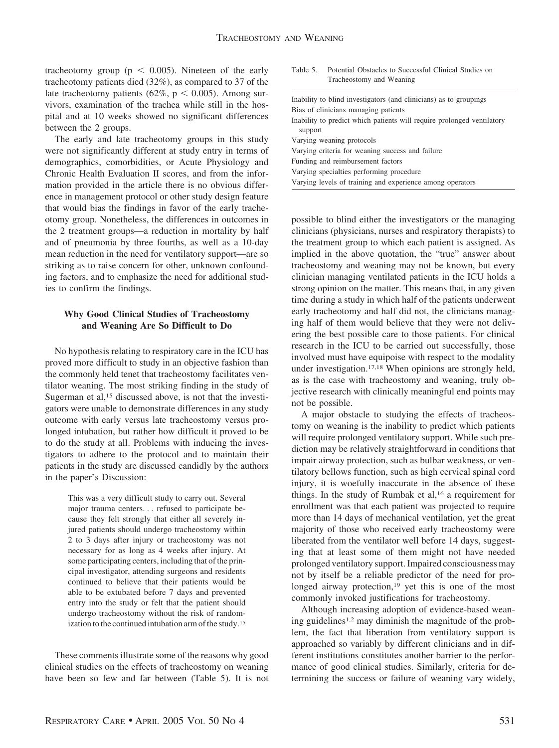tracheotomy group ($p < 0.005$). Nineteen of the early tracheotomy patients died (32%), as compared to 37 of the late tracheotomy patients (62%, $p < 0.005$). Among survivors, examination of the trachea while still in the hospital and at 10 weeks showed no significant differences between the 2 groups.

The early and late tracheotomy groups in this study were not significantly different at study entry in terms of demographics, comorbidities, or Acute Physiology and Chronic Health Evaluation II scores, and from the information provided in the article there is no obvious difference in management protocol or other study design feature that would bias the findings in favor of the early tracheotomy group. Nonetheless, the differences in outcomes in the 2 treatment groups—a reduction in mortality by half and of pneumonia by three fourths, as well as a 10-day mean reduction in the need for ventilatory support—are so striking as to raise concern for other, unknown confounding factors, and to emphasize the need for additional studies to confirm the findings.

### Why Good Clinical Studies of Tracheostomy and Weaning Are So Difficult to Do

No hypothesis relating to respiratory care in the ICU has proved more difficult to study in an objective fashion than the commonly held tenet that tracheostomy facilitates ventilator weaning. The most striking finding in the study of Sugerman et al,[15] discussed above, is not that the investigators were unable to demonstrate differences in any study outcome with early versus late tracheostomy versus prolonged intubation, but rather how difficult it proved to be to do the study at all. Problems with inducing the investigators to adhere to the protocol and to maintain their patients in the study are discussed candidly by the authors in the paper's Discussion:

> This was a very difficult study to carry out. Several major trauma centers. . . refused to participate because they felt strongly that either all severely injured patients should undergo tracheostomy within 2 to 3 days after injury or tracheostomy was not necessary for as long as 4 weeks after injury. At some participating centers, including that of the principal investigator, attending surgeons and residents continued to believe that their patients would be able to be extubated before 7 days and prevented entry into the study or felt that the patient should undergo tracheostomy without the risk of randomization to the continued intubation arm of the study.[15]

These comments illustrate some of the reasons why good clinical studies on the effects of tracheostomy on weaning have been so few and far between (Table 5). It is not possible to blind either the investigators or the managing clinicians (physicians, nurses and respiratory therapists) to the treatment group to which each patient is assigned. As implied in the above quotation, the "true" answer about tracheostomy and weaning may not be known, but every clinician managing ventilated patients in the ICU holds a strong opinion on the matter. This means that, in any given time during a study in which half of the patients underwent early tracheostomy and half did not, the clinicians managing half of them would believe that they were not delivering the best possible care to those patients. For clinical research in the ICU to be carried out successfully, those involved must have equipoise with respect to the modality under investigation.[17,18] When opinions are strongly held, as is the case with tracheostomy and weaning, truly objective research with clinically meaningful end points may not be possible.

Table 5. Potential Obstacles to Successful Clinical Studies on Tracheostomy and Weaning

| |
|---|
| Inability to blind investigators (and clinicians) as to groupings |
| Bias of clinicians managing patients |
| Inability to predict which patients will require prolonged ventilatory support |
| Varying weaning protocols |
| Varying criteria for weaning success and failure |
| Funding and reimbursement factors |
| Varying specialties performing procedure |
| Varying levels of training and experience among operators |

A major obstacle to studying the effects of tracheostomy on weaning is the inability to predict which patients will require prolonged ventilatory support. While such prediction may be relatively straightforward in conditions that impair airway protection, such as bulbar weakness, or ventilatory bellows function, such as high cervical spinal cord injury, it is woefully inaccurate in the absence of these things. In the study of Rumbak et al,[16] a requirement for enrollment was that each patient was projected to require more than 14 days of mechanical ventilation, yet the great majority of those who received early tracheostomy were liberated from the ventilator well before 14 days, suggesting that at least some of them might not have needed prolonged ventilatory support. Impaired consciousness may not by itself be a reliable predictor of the need for prolonged airway protection,[19] yet this is one of the most commonly invoked justifications for tracheostomy.

Although increasing adoption of evidence-based weaning guidelines[1,2] may diminish the magnitude of the problem, the fact that liberation from ventilatory support is approached so variably by different clinicians and in different institutions constitutes another barrier to the performance of good clinical studies. Similarly, criteria for determining the success or failure of weaning vary widely,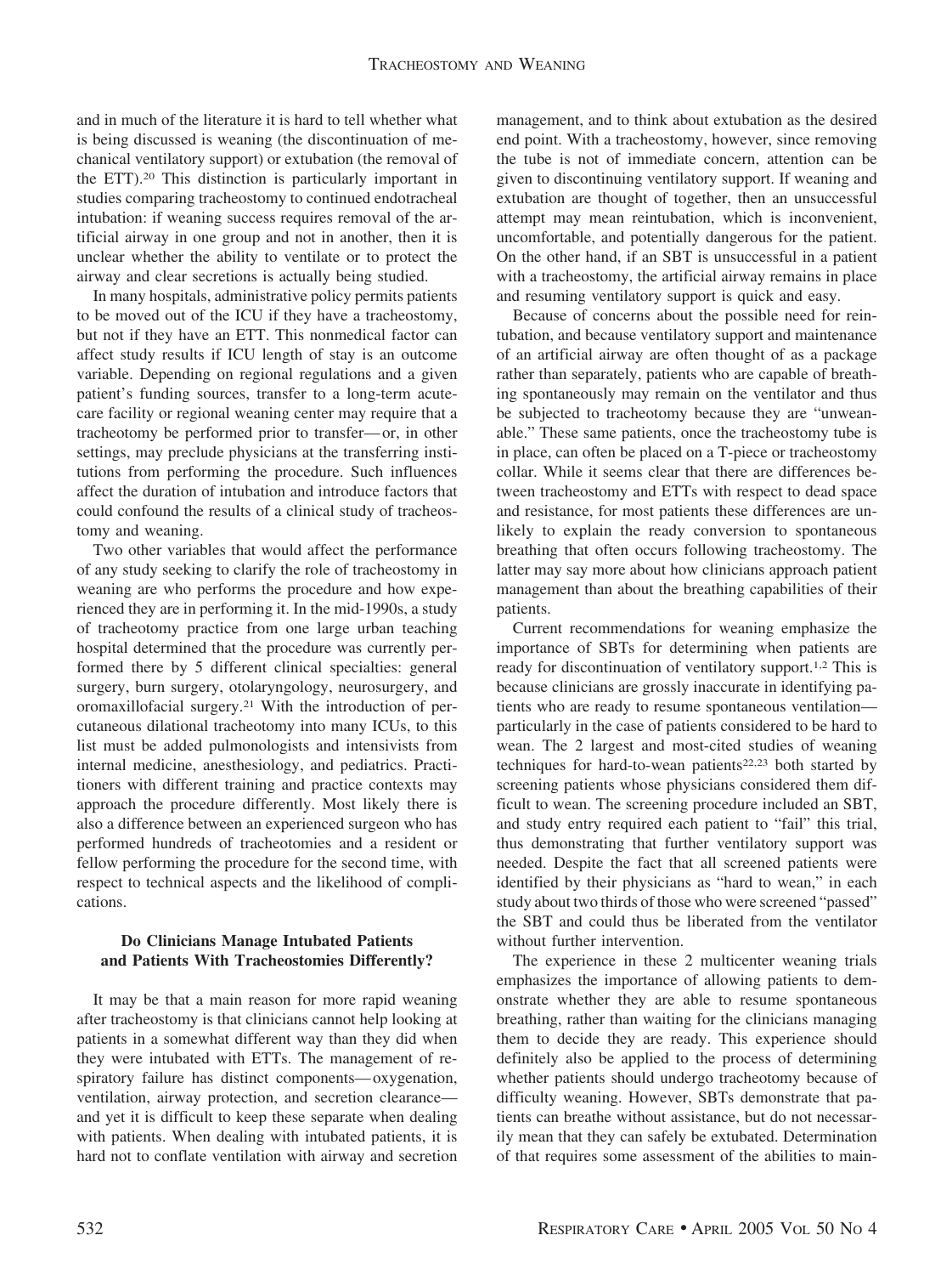and in much of the literature it is hard to tell whether what is being discussed is weaning (the discontinuation of mechanical ventilatory support) or extubation (the removal of the ETT).[20] This distinction is particularly important in studies comparing tracheostomy to continued endotracheal intubation: if weaning success requires removal of the artificial airway in one group and not in another, then it is unclear whether the ability to ventilate or to protect the airway and clear secretions is actually being studied.

In many hospitals, administrative policy permits patients to be moved out of the ICU if they have a tracheostomy, but not if they have an ETT. This nonmedical factor can affect study results if ICU length of stay is an outcome variable. Depending on regional regulations and a given patient's funding sources, transfer to a long-term acute-care facility or regional weaning center may require that a tracheotomy be performed prior to transfer—or, in other settings, may preclude physicians at the transferring institutions from performing the procedure. Such influences affect the duration of intubation and introduce factors that could confound the results of a clinical study of tracheostomy and weaning.

Two other variables that would affect the performance of any study seeking to clarify the role of tracheostomy in weaning are who performs the procedure and how experienced they are in performing it. In the mid-1990s, a study of tracheotomy practice from one large urban teaching hospital determined that the procedure was currently performed there by 5 different clinical specialties: general surgery, burn surgery, otolaryngology, neurosurgery, and oromaxillofacial surgery.[21] With the introduction of percutaneous dilational tracheotomy into many ICUs, to this list must be added pulmonologists and intensivists from internal medicine, anesthesiology, and pediatrics. Practitioners with different training and practice contexts may approach the procedure differently. Most likely there is also a difference between an experienced surgeon who has performed hundreds of tracheotomies and a resident or fellow performing the procedure for the second time, with respect to technical aspects and the likelihood of complications.

### Do Clinicians Manage Intubated Patients and Patients With Tracheostomies Differently?

It may be that a main reason for more rapid weaning after tracheostomy is that clinicians cannot help looking at patients in a somewhat different way than they did when they were intubated with ETTs. The management of respiratory failure has distinct components—oxygenation, ventilation, airway protection, and secretion clearance—and yet it is difficult to keep these separate when dealing with patients. When dealing with intubated patients, it is hard not to conflate ventilation with airway and secretion management, and to think about extubation as the desired end point. With a tracheostomy, however, since removing the tube is not of immediate concern, attention can be given to discontinuing ventilatory support. If weaning and extubation are thought of together, then an unsuccessful attempt may mean reintubation, which is inconvenient, uncomfortable, and potentially dangerous for the patient. On the other hand, if an SBT is unsuccessful in a patient with a tracheostomy, the artificial airway remains in place and resuming ventilatory support is quick and easy.

Because of concerns about the possible need for reintubation, and because ventilatory support and maintenance of an artificial airway are often thought of as a package rather than separately, patients who are capable of breathing spontaneously may remain on the ventilator and thus be subjected to tracheotomy because they are "unweanable." These same patients, once the tracheostomy tube is in place, can often be placed on a T-piece or tracheostomy collar. While it seems clear that there are differences between tracheostomy and ETTs with respect to dead space and resistance, for most patients these differences are unlikely to explain the ready conversion to spontaneous breathing that often occurs following tracheostomy. The latter may say more about how clinicians approach patient management than about the breathing capabilities of their patients.

Current recommendations for weaning emphasize the importance of SBTs for determining when patients are ready for discontinuation of ventilatory support.[1,2] This is because clinicians are grossly inaccurate in identifying patients who are ready to resume spontaneous ventilation—particularly in the case of patients considered to be hard to wean. The 2 largest and most-cited studies of weaning techniques for hard-to-wean patients[22,23] both started by screening patients whose physicians considered them difficult to wean. The screening procedure included an SBT, and study entry required each patient to "fail" this trial, thus demonstrating that further ventilatory support was needed. Despite the fact that all screened patients were identified by their physicians as "hard to wean," in each study about two thirds of those who were screened "passed" the SBT and could thus be liberated from the ventilator without further intervention.

The experience in these 2 multicenter weaning trials emphasizes the importance of allowing patients to demonstrate whether they are able to resume spontaneous breathing, rather than waiting for the clinicians managing them to decide they are ready. This experience should definitely also be applied to the process of determining whether patients should undergo tracheotomy because of difficulty weaning. However, SBTs demonstrate that patients can breathe without assistance, but do not necessarily mean that they can safely be extubated. Determination of that requires some assessment of the abilities to main-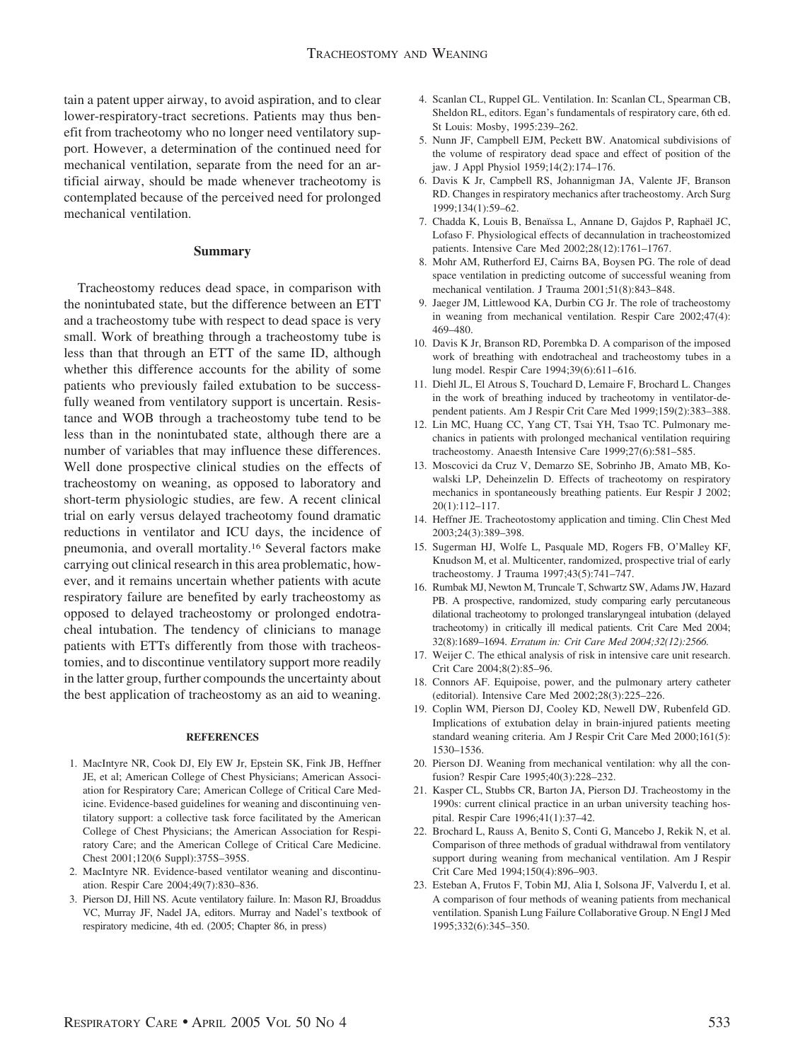tain a patent upper airway, to avoid aspiration, and to clear lower-respiratory-tract secretions. Patients may thus benefit from tracheotomy who no longer need ventilatory support. However, a determination of the continued need for mechanical ventilation, separate from the need for an artificial airway, should be made whenever tracheotomy is contemplated because of the perceived need for prolonged mechanical ventilation.

## Summary

Tracheostomy reduces dead space, in comparison with the nonintubated state, but the difference between an ETT and a tracheostomy tube with respect to dead space is very small. Work of breathing through a tracheostomy tube is less than that through an ETT of the same ID, although whether this difference accounts for the ability of some patients who previously failed extubation to be successfully weaned from ventilatory support is uncertain. Resistance and WOB through a tracheostomy tube tend to be less than in the nonintubated state, although there are a number of variables that may influence these differences. Well done prospective clinical studies on the effects of tracheostomy on weaning, as opposed to laboratory and short-term physiologic studies, are few. A recent clinical trial on early versus delayed tracheotomy found dramatic reductions in ventilator and ICU days, the incidence of pneumonia, and overall mortality.[16] Several factors make carrying out clinical research in this area problematic, however, and it remains uncertain whether patients with acute respiratory failure are benefited by early tracheostomy as opposed to delayed tracheostomy or prolonged endotracheal intubation. The tendency of clinicians to manage patients with ETTs differently from those with tracheostomies, and to discontinue ventilatory support more readily in the latter group, further compounds the uncertainty about the best application of tracheostomy as an aid to weaning.

### REFERENCES

1. MacIntyre NR, Cook DJ, Ely EW Jr, Epstein SK, Fink JB, Heffner JE, et al; American College of Chest Physicians; American Association for Respiratory Care; American College of Critical Care Medicine. Evidence-based guidelines for weaning and discontinuing ventilatory support: a collective task force facilitated by the American College of Chest Physicians; the American Association for Respiratory Care; and the American College of Critical Care Medicine. Chest 2001;120(6 Suppl):375S–395S.
2. MacIntyre NR. Evidence-based ventilator weaning and discontinuation. Respir Care 2004;49(7):830–836.
3. Pierson DJ, Hill NS. Acute ventilatory failure. In: Mason RJ, Broaddus VC, Murray JF, Nadel JA, editors. Murray and Nadel's textbook of respiratory medicine, 4th ed. (2005; Chapter 86, in press)
4. Scanlan CL, Ruppel GL. Ventilation. In: Scanlan CL, Spearman CB, Sheldon RL, editors. Egan's fundamentals of respiratory care, 6th ed. St Louis: Mosby, 1995:239–262.
5. Nunn JF, Campbell EJM, Peckett BW. Anatomical subdivisions of the volume of respiratory dead space and effect of position of the jaw. J Appl Physiol 1959;14(2):174–176.
6. Davis K Jr, Campbell RS, Johannigman JA, Valente JF, Branson RD. Changes in respiratory mechanics after tracheostomy. Arch Surg 1999;134(1):59–62.
7. Chadda K, Louis B, Benaïssa L, Annane D, Gajdos P, Raphaël JC, Lofaso F. Physiological effects of decannulation in tracheostomized patients. Intensive Care Med 2002;28(12):1761–1767.
8. Mohr AM, Rutherford EJ, Cairns BA, Boysen PG. The role of dead space ventilation in predicting outcome of successful weaning from mechanical ventilation. J Trauma 2001;51(8):843–848.
9. Jaeger JM, Littlewood KA, Durbin CG Jr. The role of tracheostomy in weaning from mechanical ventilation. Respir Care 2002;47(4): 469–480.
10. Davis K Jr, Branson RD, Porembka D. A comparison of the imposed work of breathing with endotracheal and tracheostomy tubes in a lung model. Respir Care 1994;39(6):611–616.
11. Diehl JL, El Atrous S, Touchard D, Lemaire F, Brochard L. Changes in the work of breathing induced by tracheotomy in ventilator-dependent patients. Am J Respir Crit Care Med 1999;159(2):383–388.
12. Lin MC, Huang CC, Yang CT, Tsai YH, Tsao TC. Pulmonary mechanics in patients with prolonged mechanical ventilation requiring tracheostomy. Anaesth Intensive Care 1999;27(6):581–585.
13. Moscovici da Cruz V, Demarzo SE, Sobrinho JB, Amato MB, Kowalski LP, Deheinzelin D. Effects of tracheotomy on respiratory mechanics in spontaneously breathing patients. Eur Respir J 2002; 20(1):112–117.
14. Heffner JE. Tracheotostomy application and timing. Clin Chest Med 2003;24(3):389–398.
15. Sugerman HJ, Wolfe L, Pasquale MD, Rogers FB, O'Malley KF, Knudson M, et al. Multicenter, randomized, prospective trial of early tracheostomy. J Trauma 1997;43(5):741–747.
16. Rumbak MJ, Newton M, Truncale T, Schwartz SW, Adams JW, Hazard PB. A prospective, randomized, study comparing early percutaneous dilational tracheotomy to prolonged translaryngeal intubation (delayed tracheotomy) in critically ill medical patients. Crit Care Med 2004; 32(8):1689–1694. *Erratum in: Crit Care Med 2004;32(12):2566.*
17. Weijer C. The ethical analysis of risk in intensive care unit research. Crit Care 2004;8(2):85–96.
18. Connors AF. Equipoise, power, and the pulmonary artery catheter (editorial). Intensive Care Med 2002;28(3):225–226.
19. Coplin WM, Pierson DJ, Cooley KD, Newell DW, Rubenfeld GD. Implications of extubation delay in brain-injured patients meeting standard weaning criteria. Am J Respir Crit Care Med 2000;161(5): 1530–1536.
20. Pierson DJ. Weaning from mechanical ventilation: why all the confusion? Respir Care 1995;40(3):228–232.
21. Kasper CL, Stubbs CR, Barton JA, Pierson DJ. Tracheostomy in the 1990s: current clinical practice in an urban university teaching hospital. Respir Care 1996;41(1):37–42.
22. Brochard L, Rauss A, Benito S, Conti G, Mancebo J, Rekik N, et al. Comparison of three methods of gradual withdrawal from ventilatory support during weaning from mechanical ventilation. Am J Respir Crit Care Med 1994;150(4):896–903.
23. Esteban A, Frutos F, Tobin MJ, Alia I, Solsona JF, Valverdu I, et al. A comparison of four methods of weaning patients from mechanical ventilation. Spanish Lung Failure Collaborative Group. N Engl J Med 1995;332(6):345–350.